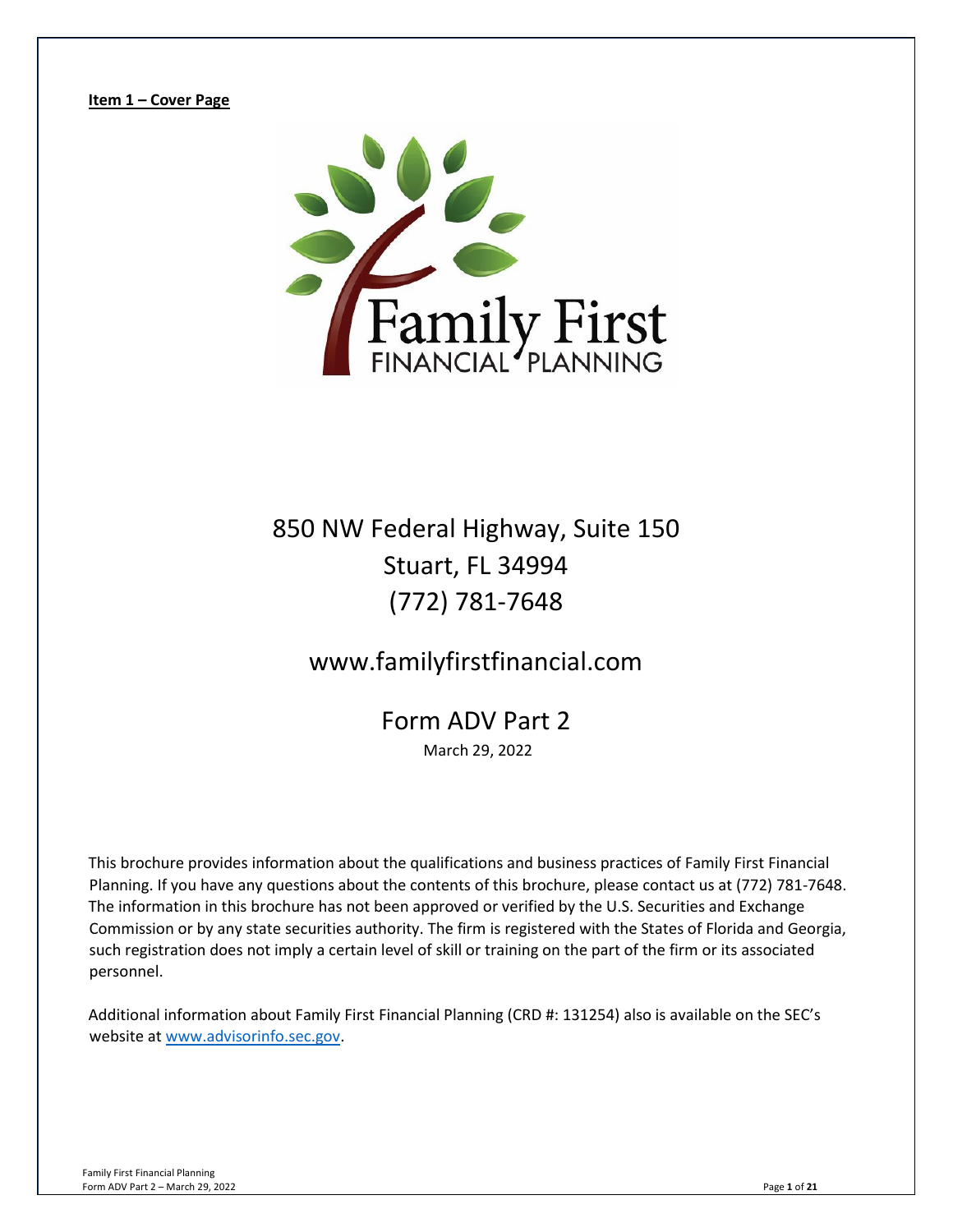**Item 1 – Cover Page**

Family First
FINANCIAL PLANNING

850 NW Federal Highway, Suite 150
Stuart, FL 34994
(772) 781-7648

www.familyfirstfinancial.com

Form ADV Part 2
March 29, 2022

This brochure provides information about the qualifications and business practices of Family First Financial Planning. If you have any questions about the contents of this brochure, please contact us at (772) 781-7648. The information in this brochure has not been approved or verified by the U.S. Securities and Exchange Commission or by any state securities authority. The firm is registered with the States of Florida and Georgia, such registration does not imply a certain level of skill or training on the part of the firm or its associated personnel.

Additional information about Family First Financial Planning (CRD #: 131254) also is available on the SEC's website at www.advisorinfo.sec.gov.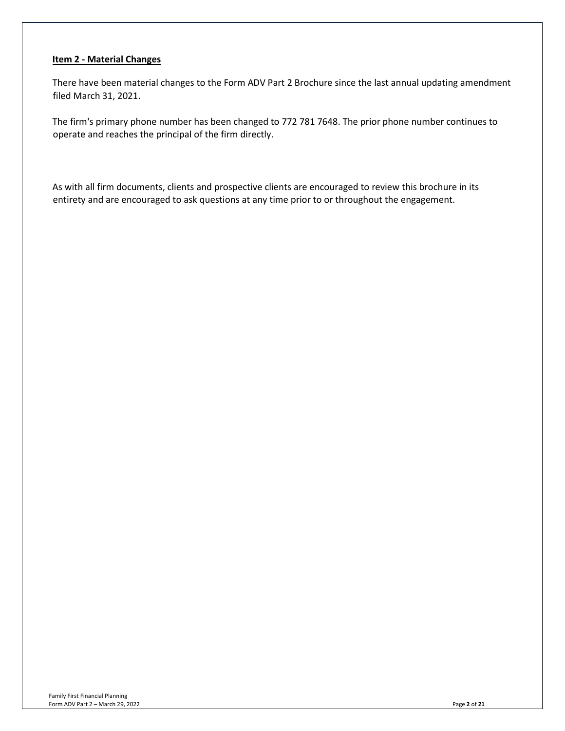## Item 2 - Material Changes

There have been material changes to the Form ADV Part 2 Brochure since the last annual updating amendment filed March 31, 2021.

The firm's primary phone number has been changed to 772 781 7648. The prior phone number continues to operate and reaches the principal of the firm directly.

As with all firm documents, clients and prospective clients are encouraged to review this brochure in its entirety and are encouraged to ask questions at any time prior to or throughout the engagement.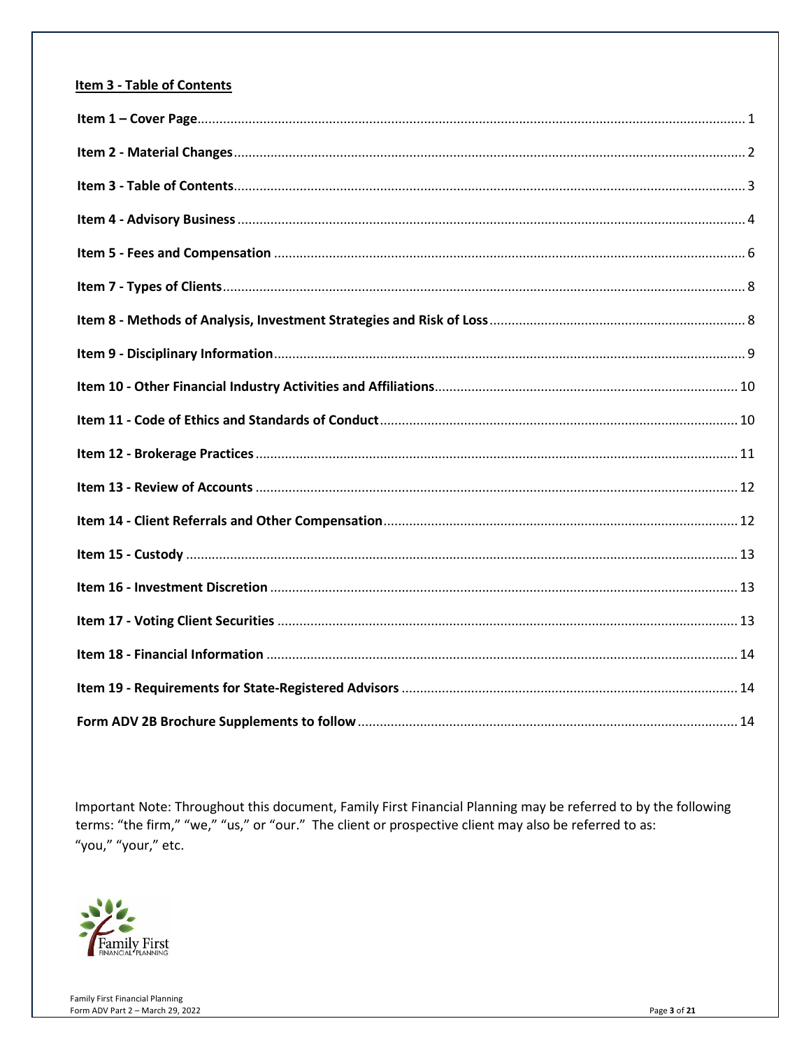## Item 3 - Table of Contents

| Section | Page |
|---|---|
| **Item 1 – Cover Page** | 1 |
| **Item 2 - Material Changes** | 2 |
| **Item 3 - Table of Contents** | 3 |
| **Item 4 - Advisory Business** | 4 |
| **Item 5 - Fees and Compensation** | 6 |
| **Item 7 - Types of Clients** | 8 |
| **Item 8 - Methods of Analysis, Investment Strategies and Risk of Loss** | 8 |
| **Item 9 - Disciplinary Information** | 9 |
| **Item 10 - Other Financial Industry Activities and Affiliations** | 10 |
| **Item 11 - Code of Ethics and Standards of Conduct** | 10 |
| **Item 12 - Brokerage Practices** | 11 |
| **Item 13 - Review of Accounts** | 12 |
| **Item 14 - Client Referrals and Other Compensation** | 12 |
| **Item 15 - Custody** | 13 |
| **Item 16 - Investment Discretion** | 13 |
| **Item 17 - Voting Client Securities** | 13 |
| **Item 18 - Financial Information** | 14 |
| **Item 19 - Requirements for State-Registered Advisors** | 14 |
| **Form ADV 2B Brochure Supplements to follow** | 14 |

Important Note: Throughout this document, Family First Financial Planning may be referred to by the following terms: "the firm," "we," "us," or "our." The client or prospective client may also be referred to as: "you," "your," etc.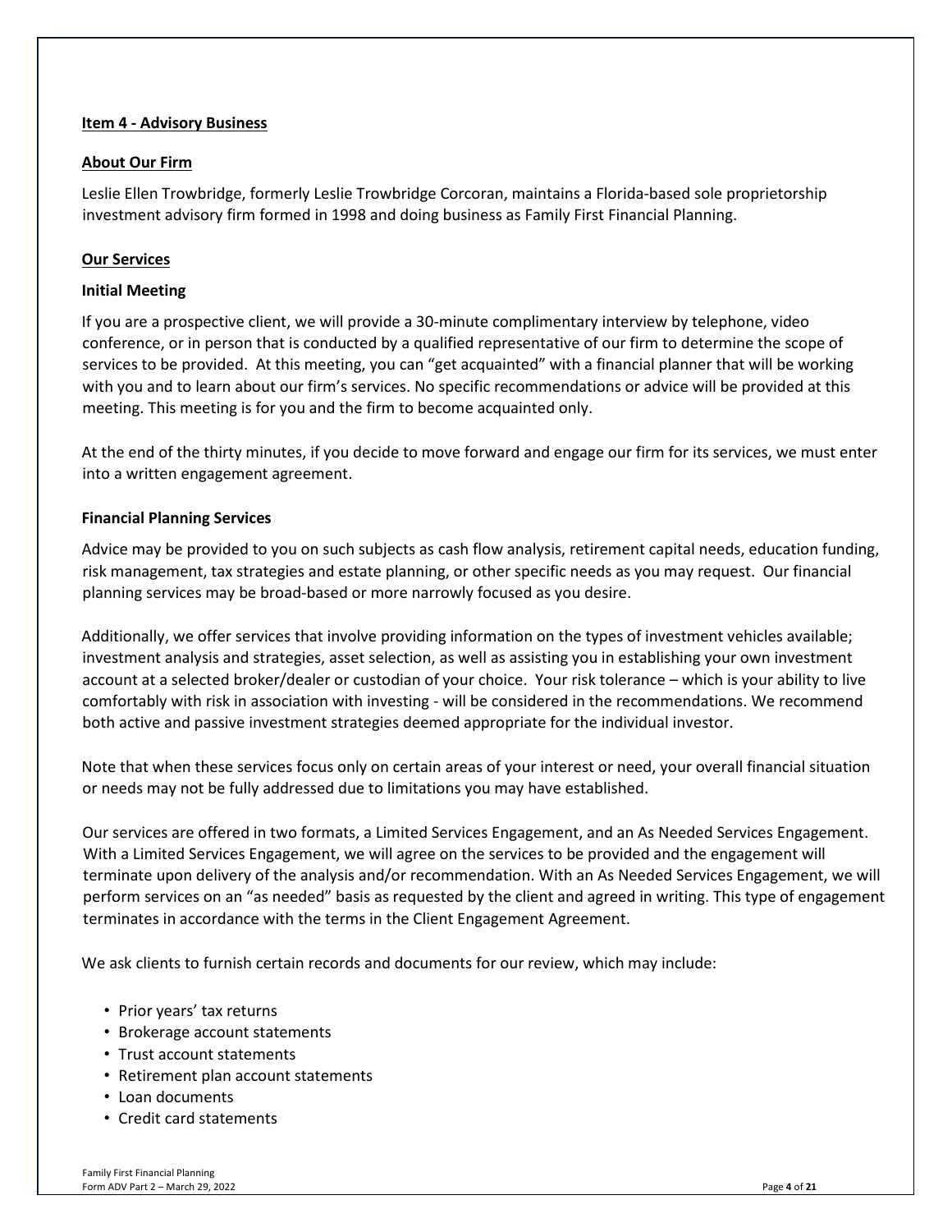## Item 4 - Advisory Business

### About Our Firm

Leslie Ellen Trowbridge, formerly Leslie Trowbridge Corcoran, maintains a Florida-based sole proprietorship investment advisory firm formed in 1998 and doing business as Family First Financial Planning.

### Our Services

**Initial Meeting**

If you are a prospective client, we will provide a 30-minute complimentary interview by telephone, video conference, or in person that is conducted by a qualified representative of our firm to determine the scope of services to be provided. At this meeting, you can "get acquainted" with a financial planner that will be working with you and to learn about our firm's services. No specific recommendations or advice will be provided at this meeting. This meeting is for you and the firm to become acquainted only.

At the end of the thirty minutes, if you decide to move forward and engage our firm for its services, we must enter into a written engagement agreement.

**Financial Planning Services**

Advice may be provided to you on such subjects as cash flow analysis, retirement capital needs, education funding, risk management, tax strategies and estate planning, or other specific needs as you may request. Our financial planning services may be broad-based or more narrowly focused as you desire.

Additionally, we offer services that involve providing information on the types of investment vehicles available; investment analysis and strategies, asset selection, as well as assisting you in establishing your own investment account at a selected broker/dealer or custodian of your choice. Your risk tolerance – which is your ability to live comfortably with risk in association with investing - will be considered in the recommendations. We recommend both active and passive investment strategies deemed appropriate for the individual investor.

Note that when these services focus only on certain areas of your interest or need, your overall financial situation or needs may not be fully addressed due to limitations you may have established.

Our services are offered in two formats, a Limited Services Engagement, and an As Needed Services Engagement. With a Limited Services Engagement, we will agree on the services to be provided and the engagement will terminate upon delivery of the analysis and/or recommendation. With an As Needed Services Engagement, we will perform services on an "as needed" basis as requested by the client and agreed in writing. This type of engagement terminates in accordance with the terms in the Client Engagement Agreement.

We ask clients to furnish certain records and documents for our review, which may include:

- Prior years' tax returns
- Brokerage account statements
- Trust account statements
- Retirement plan account statements
- Loan documents
- Credit card statements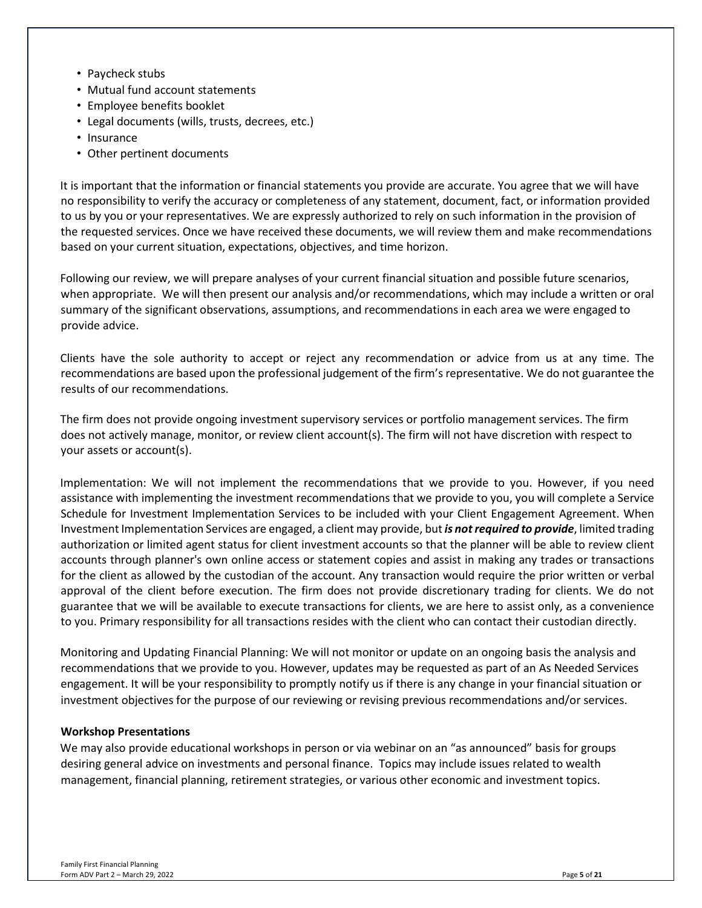- Paycheck stubs
- Mutual fund account statements
- Employee benefits booklet
- Legal documents (wills, trusts, decrees, etc.)
- Insurance
- Other pertinent documents

It is important that the information or financial statements you provide are accurate. You agree that we will have no responsibility to verify the accuracy or completeness of any statement, document, fact, or information provided to us by you or your representatives. We are expressly authorized to rely on such information in the provision of the requested services. Once we have received these documents, we will review them and make recommendations based on your current situation, expectations, objectives, and time horizon.

Following our review, we will prepare analyses of your current financial situation and possible future scenarios, when appropriate. We will then present our analysis and/or recommendations, which may include a written or oral summary of the significant observations, assumptions, and recommendations in each area we were engaged to provide advice.

Clients have the sole authority to accept or reject any recommendation or advice from us at any time. The recommendations are based upon the professional judgement of the firm's representative. We do not guarantee the results of our recommendations.

The firm does not provide ongoing investment supervisory services or portfolio management services. The firm does not actively manage, monitor, or review client account(s). The firm will not have discretion with respect to your assets or account(s).

Implementation: We will not implement the recommendations that we provide to you. However, if you need assistance with implementing the investment recommendations that we provide to you, you will complete a Service Schedule for Investment Implementation Services to be included with your Client Engagement Agreement. When Investment Implementation Services are engaged, a client may provide, but ***is not required to provide***, limited trading authorization or limited agent status for client investment accounts so that the planner will be able to review client accounts through planner's own online access or statement copies and assist in making any trades or transactions for the client as allowed by the custodian of the account. Any transaction would require the prior written or verbal approval of the client before execution. The firm does not provide discretionary trading for clients. We do not guarantee that we will be available to execute transactions for clients, we are here to assist only, as a convenience to you. Primary responsibility for all transactions resides with the client who can contact their custodian directly.

Monitoring and Updating Financial Planning: We will not monitor or update on an ongoing basis the analysis and recommendations that we provide to you. However, updates may be requested as part of an As Needed Services engagement. It will be your responsibility to promptly notify us if there is any change in your financial situation or investment objectives for the purpose of our reviewing or revising previous recommendations and/or services.

**Workshop Presentations**

We may also provide educational workshops in person or via webinar on an "as announced" basis for groups desiring general advice on investments and personal finance. Topics may include issues related to wealth management, financial planning, retirement strategies, or various other economic and investment topics.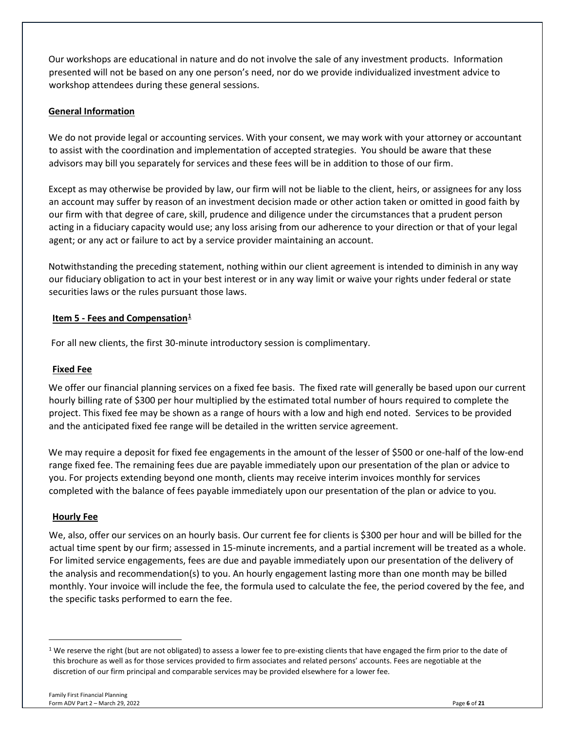Our workshops are educational in nature and do not involve the sale of any investment products. Information presented will not be based on any one person's need, nor do we provide individualized investment advice to workshop attendees during these general sessions.

**General Information**

We do not provide legal or accounting services. With your consent, we may work with your attorney or accountant to assist with the coordination and implementation of accepted strategies. You should be aware that these advisors may bill you separately for services and these fees will be in addition to those of our firm.

Except as may otherwise be provided by law, our firm will not be liable to the client, heirs, or assignees for any loss an account may suffer by reason of an investment decision made or other action taken or omitted in good faith by our firm with that degree of care, skill, prudence and diligence under the circumstances that a prudent person acting in a fiduciary capacity would use; any loss arising from our adherence to your direction or that of your legal agent; or any act or failure to act by a service provider maintaining an account.

Notwithstanding the preceding statement, nothing within our client agreement is intended to diminish in any way our fiduciary obligation to act in your best interest or in any way limit or waive your rights under federal or state securities laws or the rules pursuant those laws.

## Item 5 - Fees and Compensation[1]

For all new clients, the first 30-minute introductory session is complimentary.

**Fixed Fee**

We offer our financial planning services on a fixed fee basis. The fixed rate will generally be based upon our current hourly billing rate of $300 per hour multiplied by the estimated total number of hours required to complete the project. This fixed fee may be shown as a range of hours with a low and high end noted. Services to be provided and the anticipated fixed fee range will be detailed in the written service agreement.

We may require a deposit for fixed fee engagements in the amount of the lesser of $500 or one-half of the low-end range fixed fee. The remaining fees due are payable immediately upon our presentation of the plan or advice to you. For projects extending beyond one month, clients may receive interim invoices monthly for services completed with the balance of fees payable immediately upon our presentation of the plan or advice to you.

**Hourly Fee**

We, also, offer our services on an hourly basis. Our current fee for clients is $300 per hour and will be billed for the actual time spent by our firm; assessed in 15-minute increments, and a partial increment will be treated as a whole. For limited service engagements, fees are due and payable immediately upon our presentation of the delivery of the analysis and recommendation(s) to you. An hourly engagement lasting more than one month may be billed monthly. Your invoice will include the fee, the formula used to calculate the fee, the period covered by the fee, and the specific tasks performed to earn the fee.

---

[1] We reserve the right (but are not obligated) to assess a lower fee to pre-existing clients that have engaged the firm prior to the date of this brochure as well as for those services provided to firm associates and related persons' accounts. Fees are negotiable at the discretion of our firm principal and comparable services may be provided elsewhere for a lower fee.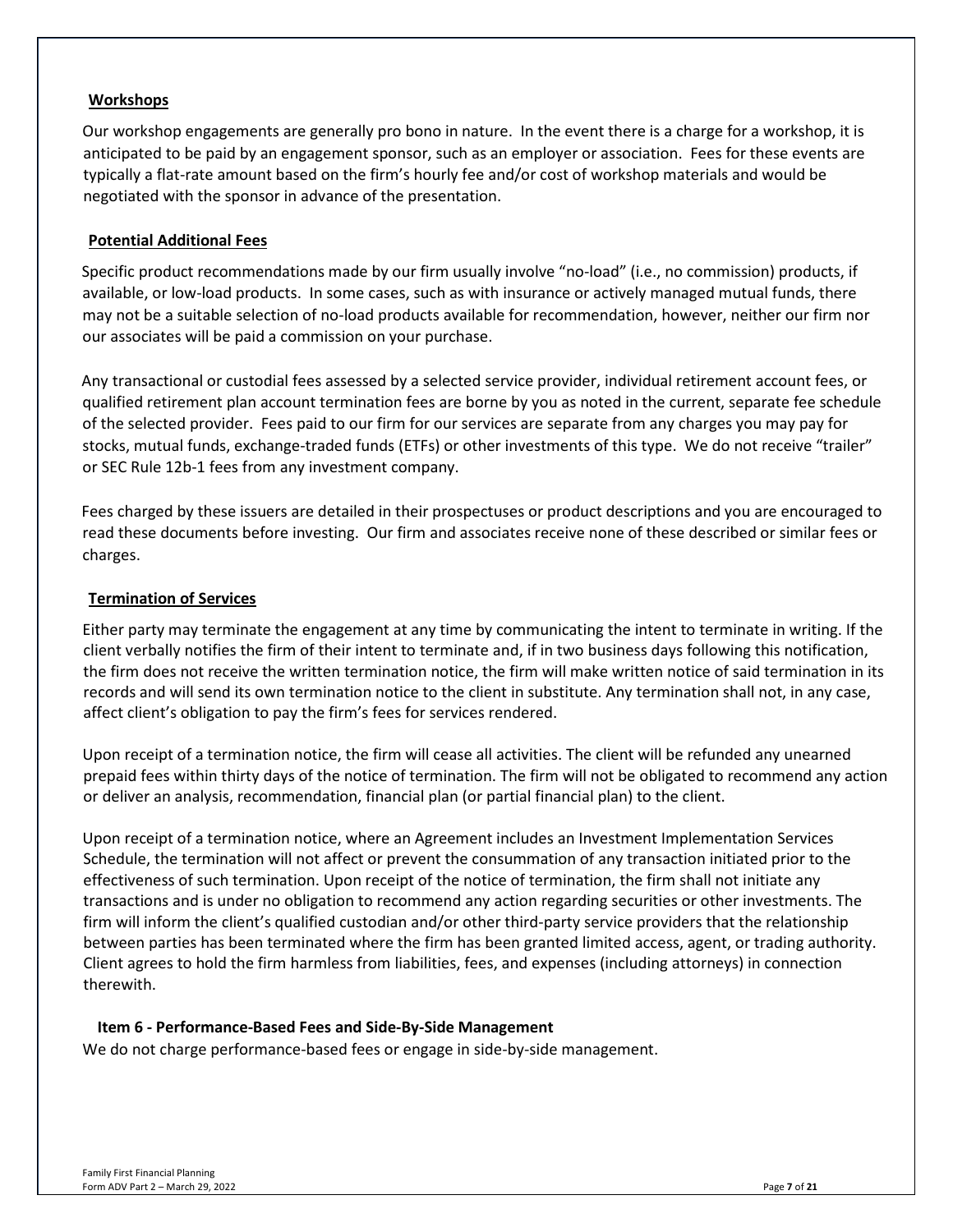## Workshops

Our workshop engagements are generally pro bono in nature. In the event there is a charge for a workshop, it is anticipated to be paid by an engagement sponsor, such as an employer or association. Fees for these events are typically a flat-rate amount based on the firm's hourly fee and/or cost of workshop materials and would be negotiated with the sponsor in advance of the presentation.

## Potential Additional Fees

Specific product recommendations made by our firm usually involve "no-load" (i.e., no commission) products, if available, or low-load products. In some cases, such as with insurance or actively managed mutual funds, there may not be a suitable selection of no-load products available for recommendation, however, neither our firm nor our associates will be paid a commission on your purchase.

Any transactional or custodial fees assessed by a selected service provider, individual retirement account fees, or qualified retirement plan account termination fees are borne by you as noted in the current, separate fee schedule of the selected provider. Fees paid to our firm for our services are separate from any charges you may pay for stocks, mutual funds, exchange-traded funds (ETFs) or other investments of this type. We do not receive "trailer" or SEC Rule 12b-1 fees from any investment company.

Fees charged by these issuers are detailed in their prospectuses or product descriptions and you are encouraged to read these documents before investing. Our firm and associates receive none of these described or similar fees or charges.

## Termination of Services

Either party may terminate the engagement at any time by communicating the intent to terminate in writing. If the client verbally notifies the firm of their intent to terminate and, if in two business days following this notification, the firm does not receive the written termination notice, the firm will make written notice of said termination in its records and will send its own termination notice to the client in substitute. Any termination shall not, in any case, affect client's obligation to pay the firm's fees for services rendered.

Upon receipt of a termination notice, the firm will cease all activities. The client will be refunded any unearned prepaid fees within thirty days of the notice of termination. The firm will not be obligated to recommend any action or deliver an analysis, recommendation, financial plan (or partial financial plan) to the client.

Upon receipt of a termination notice, where an Agreement includes an Investment Implementation Services Schedule, the termination will not affect or prevent the consummation of any transaction initiated prior to the effectiveness of such termination. Upon receipt of the notice of termination, the firm shall not initiate any transactions and is under no obligation to recommend any action regarding securities or other investments. The firm will inform the client's qualified custodian and/or other third-party service providers that the relationship between parties has been terminated where the firm has been granted limited access, agent, or trading authority. Client agrees to hold the firm harmless from liabilities, fees, and expenses (including attorneys) in connection therewith.

## Item 6 - Performance-Based Fees and Side-By-Side Management

We do not charge performance-based fees or engage in side-by-side management.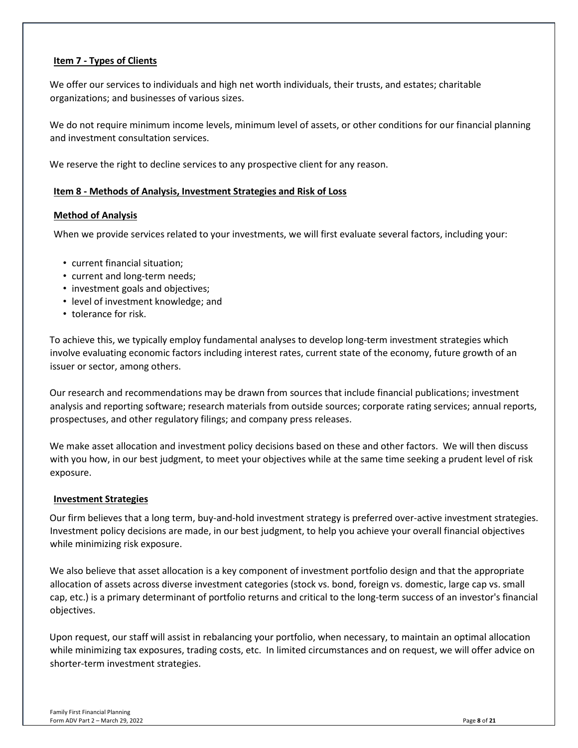## Item 7 - Types of Clients

We offer our services to individuals and high net worth individuals, their trusts, and estates; charitable organizations; and businesses of various sizes.

We do not require minimum income levels, minimum level of assets, or other conditions for our financial planning and investment consultation services.

We reserve the right to decline services to any prospective client for any reason.

## Item 8 - Methods of Analysis, Investment Strategies and Risk of Loss

### Method of Analysis

When we provide services related to your investments, we will first evaluate several factors, including your:

- current financial situation;
- current and long-term needs;
- investment goals and objectives;
- level of investment knowledge; and
- tolerance for risk.

To achieve this, we typically employ fundamental analyses to develop long-term investment strategies which involve evaluating economic factors including interest rates, current state of the economy, future growth of an issuer or sector, among others.

Our research and recommendations may be drawn from sources that include financial publications; investment analysis and reporting software; research materials from outside sources; corporate rating services; annual reports, prospectuses, and other regulatory filings; and company press releases.

We make asset allocation and investment policy decisions based on these and other factors. We will then discuss with you how, in our best judgment, to meet your objectives while at the same time seeking a prudent level of risk exposure.

### Investment Strategies

Our firm believes that a long term, buy-and-hold investment strategy is preferred over-active investment strategies. Investment policy decisions are made, in our best judgment, to help you achieve your overall financial objectives while minimizing risk exposure.

We also believe that asset allocation is a key component of investment portfolio design and that the appropriate allocation of assets across diverse investment categories (stock vs. bond, foreign vs. domestic, large cap vs. small cap, etc.) is a primary determinant of portfolio returns and critical to the long-term success of an investor's financial objectives.

Upon request, our staff will assist in rebalancing your portfolio, when necessary, to maintain an optimal allocation while minimizing tax exposures, trading costs, etc. In limited circumstances and on request, we will offer advice on shorter-term investment strategies.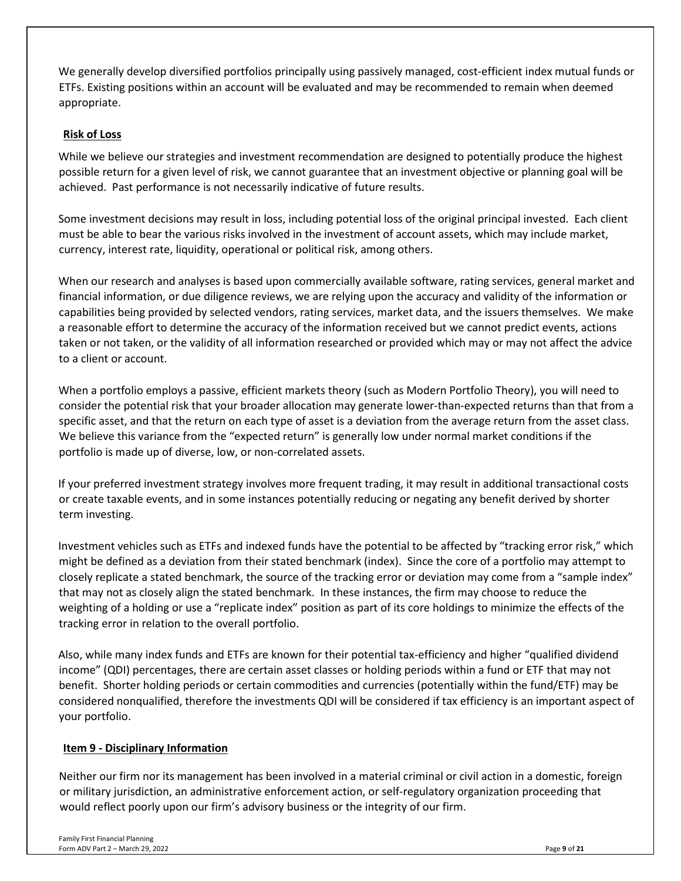We generally develop diversified portfolios principally using passively managed, cost-efficient index mutual funds or ETFs. Existing positions within an account will be evaluated and may be recommended to remain when deemed appropriate.

## Risk of Loss

While we believe our strategies and investment recommendation are designed to potentially produce the highest possible return for a given level of risk, we cannot guarantee that an investment objective or planning goal will be achieved. Past performance is not necessarily indicative of future results.

Some investment decisions may result in loss, including potential loss of the original principal invested. Each client must be able to bear the various risks involved in the investment of account assets, which may include market, currency, interest rate, liquidity, operational or political risk, among others.

When our research and analyses is based upon commercially available software, rating services, general market and financial information, or due diligence reviews, we are relying upon the accuracy and validity of the information or capabilities being provided by selected vendors, rating services, market data, and the issuers themselves. We make a reasonable effort to determine the accuracy of the information received but we cannot predict events, actions taken or not taken, or the validity of all information researched or provided which may or may not affect the advice to a client or account.

When a portfolio employs a passive, efficient markets theory (such as Modern Portfolio Theory), you will need to consider the potential risk that your broader allocation may generate lower-than-expected returns than that from a specific asset, and that the return on each type of asset is a deviation from the average return from the asset class. We believe this variance from the "expected return" is generally low under normal market conditions if the portfolio is made up of diverse, low, or non-correlated assets.

If your preferred investment strategy involves more frequent trading, it may result in additional transactional costs or create taxable events, and in some instances potentially reducing or negating any benefit derived by shorter term investing.

Investment vehicles such as ETFs and indexed funds have the potential to be affected by "tracking error risk," which might be defined as a deviation from their stated benchmark (index). Since the core of a portfolio may attempt to closely replicate a stated benchmark, the source of the tracking error or deviation may come from a "sample index" that may not as closely align the stated benchmark. In these instances, the firm may choose to reduce the weighting of a holding or use a "replicate index" position as part of its core holdings to minimize the effects of the tracking error in relation to the overall portfolio.

Also, while many index funds and ETFs are known for their potential tax-efficiency and higher "qualified dividend income" (QDI) percentages, there are certain asset classes or holding periods within a fund or ETF that may not benefit. Shorter holding periods or certain commodities and currencies (potentially within the fund/ETF) may be considered nonqualified, therefore the investments QDI will be considered if tax efficiency is an important aspect of your portfolio.

## Item 9 - Disciplinary Information

Neither our firm nor its management has been involved in a material criminal or civil action in a domestic, foreign or military jurisdiction, an administrative enforcement action, or self-regulatory organization proceeding that would reflect poorly upon our firm's advisory business or the integrity of our firm.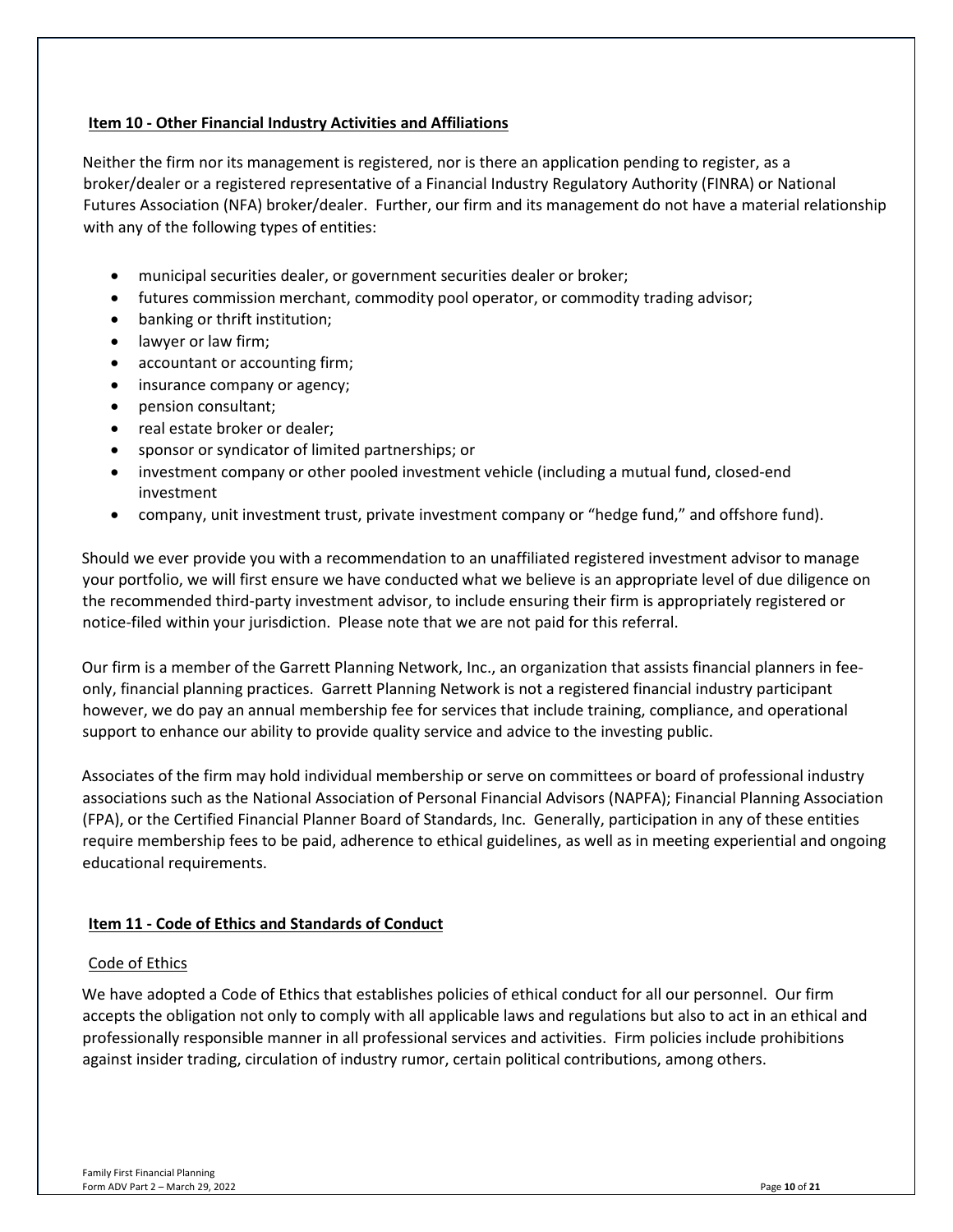## Item 10 - Other Financial Industry Activities and Affiliations

Neither the firm nor its management is registered, nor is there an application pending to register, as a broker/dealer or a registered representative of a Financial Industry Regulatory Authority (FINRA) or National Futures Association (NFA) broker/dealer. Further, our firm and its management do not have a material relationship with any of the following types of entities:

- municipal securities dealer, or government securities dealer or broker;
- futures commission merchant, commodity pool operator, or commodity trading advisor;
- banking or thrift institution;
- lawyer or law firm;
- accountant or accounting firm;
- insurance company or agency;
- pension consultant;
- real estate broker or dealer;
- sponsor or syndicator of limited partnerships; or
- investment company or other pooled investment vehicle (including a mutual fund, closed-end investment
- company, unit investment trust, private investment company or "hedge fund," and offshore fund).

Should we ever provide you with a recommendation to an unaffiliated registered investment advisor to manage your portfolio, we will first ensure we have conducted what we believe is an appropriate level of due diligence on the recommended third-party investment advisor, to include ensuring their firm is appropriately registered or notice-filed within your jurisdiction. Please note that we are not paid for this referral.

Our firm is a member of the Garrett Planning Network, Inc., an organization that assists financial planners in fee-only, financial planning practices. Garrett Planning Network is not a registered financial industry participant however, we do pay an annual membership fee for services that include training, compliance, and operational support to enhance our ability to provide quality service and advice to the investing public.

Associates of the firm may hold individual membership or serve on committees or board of professional industry associations such as the National Association of Personal Financial Advisors (NAPFA); Financial Planning Association (FPA), or the Certified Financial Planner Board of Standards, Inc. Generally, participation in any of these entities require membership fees to be paid, adherence to ethical guidelines, as well as in meeting experiential and ongoing educational requirements.

## Item 11 - Code of Ethics and Standards of Conduct

### Code of Ethics

We have adopted a Code of Ethics that establishes policies of ethical conduct for all our personnel. Our firm accepts the obligation not only to comply with all applicable laws and regulations but also to act in an ethical and professionally responsible manner in all professional services and activities. Firm policies include prohibitions against insider trading, circulation of industry rumor, certain political contributions, among others.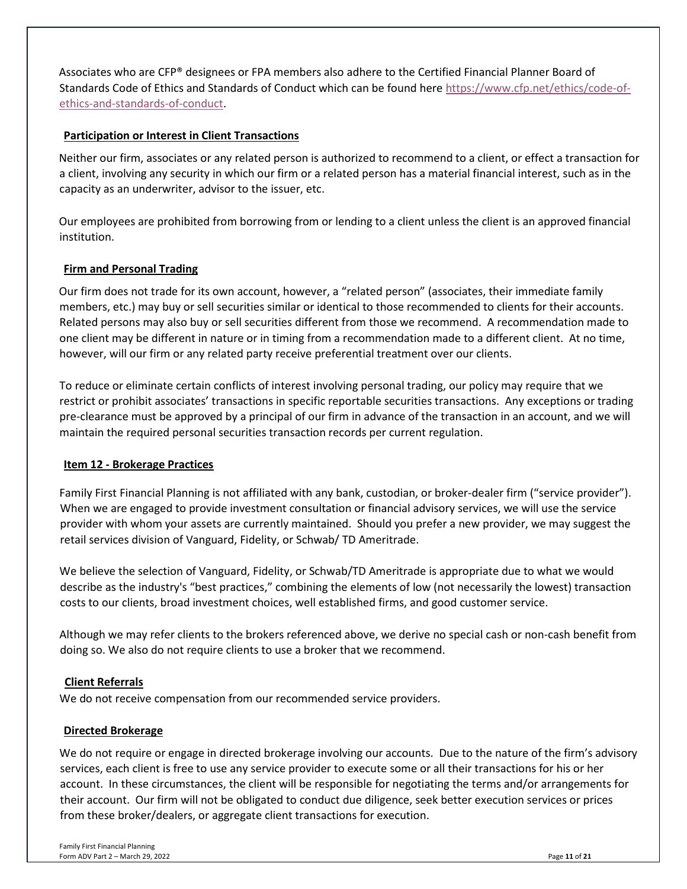Associates who are CFP® designees or FPA members also adhere to the Certified Financial Planner Board of Standards Code of Ethics and Standards of Conduct which can be found here [https://www.cfp.net/ethics/code-of-ethics-and-standards-of-conduct](https://www.cfp.net/ethics/code-of-ethics-and-standards-of-conduct).

**Participation or Interest in Client Transactions**

Neither our firm, associates or any related person is authorized to recommend to a client, or effect a transaction for a client, involving any security in which our firm or a related person has a material financial interest, such as in the capacity as an underwriter, advisor to the issuer, etc.

Our employees are prohibited from borrowing from or lending to a client unless the client is an approved financial institution.

**Firm and Personal Trading**

Our firm does not trade for its own account, however, a "related person" (associates, their immediate family members, etc.) may buy or sell securities similar or identical to those recommended to clients for their accounts. Related persons may also buy or sell securities different from those we recommend. A recommendation made to one client may be different in nature or in timing from a recommendation made to a different client. At no time, however, will our firm or any related party receive preferential treatment over our clients.

To reduce or eliminate certain conflicts of interest involving personal trading, our policy may require that we restrict or prohibit associates' transactions in specific reportable securities transactions. Any exceptions or trading pre-clearance must be approved by a principal of our firm in advance of the transaction in an account, and we will maintain the required personal securities transaction records per current regulation.

## Item 12 - Brokerage Practices

Family First Financial Planning is not affiliated with any bank, custodian, or broker-dealer firm ("service provider"). When we are engaged to provide investment consultation or financial advisory services, we will use the service provider with whom your assets are currently maintained. Should you prefer a new provider, we may suggest the retail services division of Vanguard, Fidelity, or Schwab/ TD Ameritrade.

We believe the selection of Vanguard, Fidelity, or Schwab/TD Ameritrade is appropriate due to what we would describe as the industry's "best practices," combining the elements of low (not necessarily the lowest) transaction costs to our clients, broad investment choices, well established firms, and good customer service.

Although we may refer clients to the brokers referenced above, we derive no special cash or non-cash benefit from doing so. We also do not require clients to use a broker that we recommend.

**Client Referrals**

We do not receive compensation from our recommended service providers.

**Directed Brokerage**

We do not require or engage in directed brokerage involving our accounts. Due to the nature of the firm's advisory services, each client is free to use any service provider to execute some or all their transactions for his or her account. In these circumstances, the client will be responsible for negotiating the terms and/or arrangements for their account. Our firm will not be obligated to conduct due diligence, seek better execution services or prices from these broker/dealers, or aggregate client transactions for execution.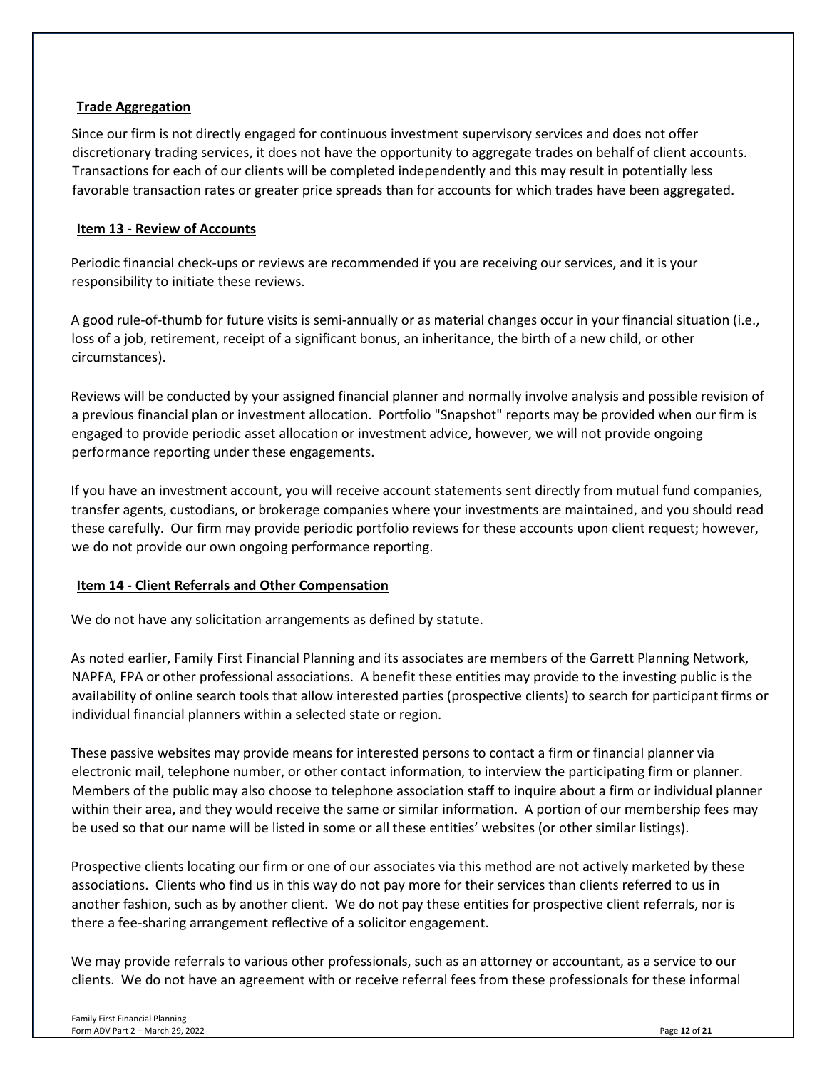**Trade Aggregation**

Since our firm is not directly engaged for continuous investment supervisory services and does not offer discretionary trading services, it does not have the opportunity to aggregate trades on behalf of client accounts. Transactions for each of our clients will be completed independently and this may result in potentially less favorable transaction rates or greater price spreads than for accounts for which trades have been aggregated.

## Item 13 - Review of Accounts

Periodic financial check-ups or reviews are recommended if you are receiving our services, and it is your responsibility to initiate these reviews.

A good rule-of-thumb for future visits is semi-annually or as material changes occur in your financial situation (i.e., loss of a job, retirement, receipt of a significant bonus, an inheritance, the birth of a new child, or other circumstances).

Reviews will be conducted by your assigned financial planner and normally involve analysis and possible revision of a previous financial plan or investment allocation. Portfolio "Snapshot" reports may be provided when our firm is engaged to provide periodic asset allocation or investment advice, however, we will not provide ongoing performance reporting under these engagements.

If you have an investment account, you will receive account statements sent directly from mutual fund companies, transfer agents, custodians, or brokerage companies where your investments are maintained, and you should read these carefully. Our firm may provide periodic portfolio reviews for these accounts upon client request; however, we do not provide our own ongoing performance reporting.

## Item 14 - Client Referrals and Other Compensation

We do not have any solicitation arrangements as defined by statute.

As noted earlier, Family First Financial Planning and its associates are members of the Garrett Planning Network, NAPFA, FPA or other professional associations. A benefit these entities may provide to the investing public is the availability of online search tools that allow interested parties (prospective clients) to search for participant firms or individual financial planners within a selected state or region.

These passive websites may provide means for interested persons to contact a firm or financial planner via electronic mail, telephone number, or other contact information, to interview the participating firm or planner. Members of the public may also choose to telephone association staff to inquire about a firm or individual planner within their area, and they would receive the same or similar information. A portion of our membership fees may be used so that our name will be listed in some or all these entities' websites (or other similar listings).

Prospective clients locating our firm or one of our associates via this method are not actively marketed by these associations. Clients who find us in this way do not pay more for their services than clients referred to us in another fashion, such as by another client. We do not pay these entities for prospective client referrals, nor is there a fee-sharing arrangement reflective of a solicitor engagement.

We may provide referrals to various other professionals, such as an attorney or accountant, as a service to our clients. We do not have an agreement with or receive referral fees from these professionals for these informal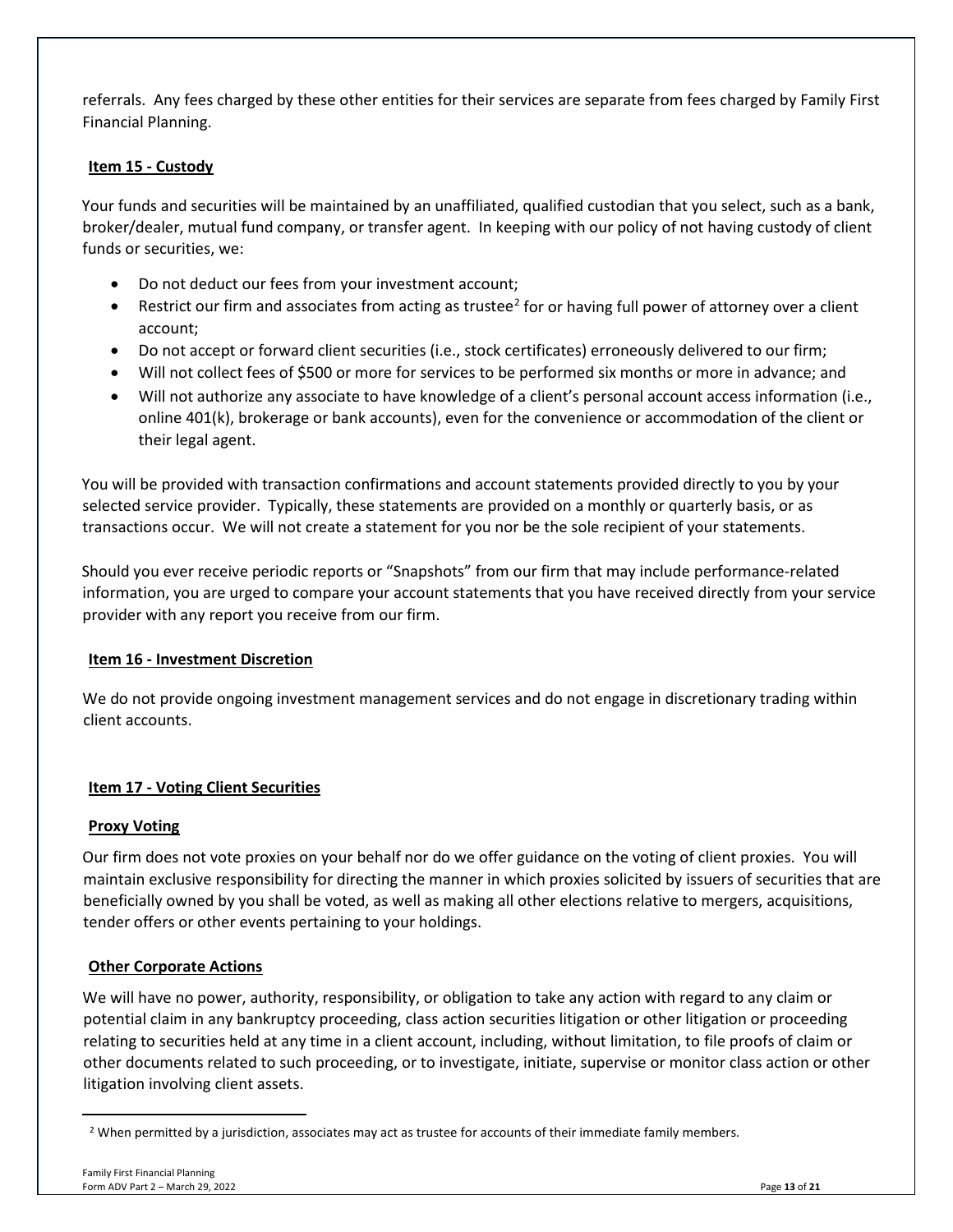referrals. Any fees charged by these other entities for their services are separate from fees charged by Family First Financial Planning.

## Item 15 - Custody

Your funds and securities will be maintained by an unaffiliated, qualified custodian that you select, such as a bank, broker/dealer, mutual fund company, or transfer agent. In keeping with our policy of not having custody of client funds or securities, we:

- Do not deduct our fees from your investment account;
- Restrict our firm and associates from acting as trustee[2] for or having full power of attorney over a client account;
- Do not accept or forward client securities (i.e., stock certificates) erroneously delivered to our firm;
- Will not collect fees of $500 or more for services to be performed six months or more in advance; and
- Will not authorize any associate to have knowledge of a client's personal account access information (i.e., online 401(k), brokerage or bank accounts), even for the convenience or accommodation of the client or their legal agent.

You will be provided with transaction confirmations and account statements provided directly to you by your selected service provider. Typically, these statements are provided on a monthly or quarterly basis, or as transactions occur. We will not create a statement for you nor be the sole recipient of your statements.

Should you ever receive periodic reports or "Snapshots" from our firm that may include performance-related information, you are urged to compare your account statements that you have received directly from your service provider with any report you receive from our firm.

## Item 16 - Investment Discretion

We do not provide ongoing investment management services and do not engage in discretionary trading within client accounts.

## Item 17 - Voting Client Securities

### Proxy Voting

Our firm does not vote proxies on your behalf nor do we offer guidance on the voting of client proxies. You will maintain exclusive responsibility for directing the manner in which proxies solicited by issuers of securities that are beneficially owned by you shall be voted, as well as making all other elections relative to mergers, acquisitions, tender offers or other events pertaining to your holdings.

### Other Corporate Actions

We will have no power, authority, responsibility, or obligation to take any action with regard to any claim or potential claim in any bankruptcy proceeding, class action securities litigation or other litigation or proceeding relating to securities held at any time in a client account, including, without limitation, to file proofs of claim or other documents related to such proceeding, or to investigate, initiate, supervise or monitor class action or other litigation involving client assets.

[2] When permitted by a jurisdiction, associates may act as trustee for accounts of their immediate family members.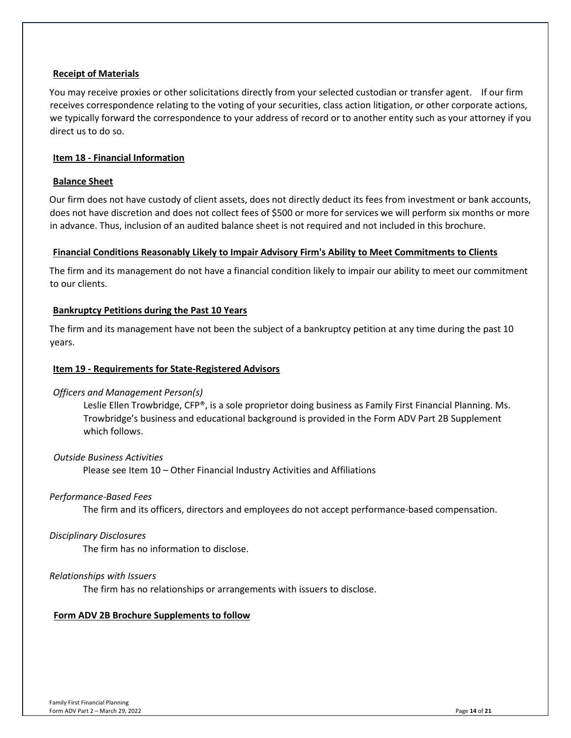## Receipt of Materials

You may receive proxies or other solicitations directly from your selected custodian or transfer agent. If our firm receives correspondence relating to the voting of your securities, class action litigation, or other corporate actions, we typically forward the correspondence to your address of record or to another entity such as your attorney if you direct us to do so.

## Item 18 - Financial Information

### Balance Sheet

Our firm does not have custody of client assets, does not directly deduct its fees from investment or bank accounts, does not have discretion and does not collect fees of $500 or more for services we will perform six months or more in advance. Thus, inclusion of an audited balance sheet is not required and not included in this brochure.

### Financial Conditions Reasonably Likely to Impair Advisory Firm's Ability to Meet Commitments to Clients

The firm and its management do not have a financial condition likely to impair our ability to meet our commitment to our clients.

### Bankruptcy Petitions during the Past 10 Years

The firm and its management have not been the subject of a bankruptcy petition at any time during the past 10 years.

## Item 19 - Requirements for State-Registered Advisors

*Officers and Management Person(s)*

Leslie Ellen Trowbridge, CFP®, is a sole proprietor doing business as Family First Financial Planning. Ms. Trowbridge's business and educational background is provided in the Form ADV Part 2B Supplement which follows.

*Outside Business Activities*

Please see Item 10 – Other Financial Industry Activities and Affiliations

*Performance-Based Fees*

The firm and its officers, directors and employees do not accept performance-based compensation.

*Disciplinary Disclosures*

The firm has no information to disclose.

*Relationships with Issuers*

The firm has no relationships or arrangements with issuers to disclose.

## Form ADV 2B Brochure Supplements to follow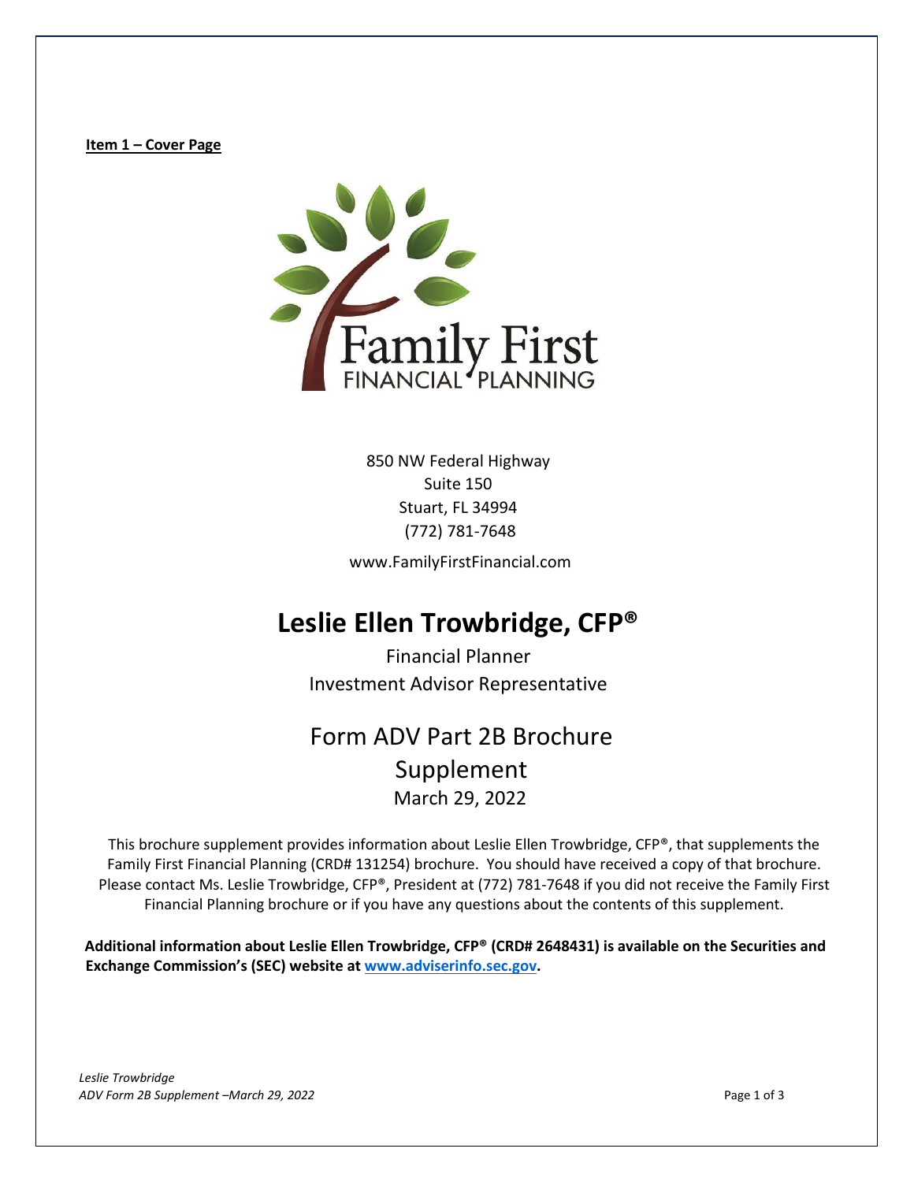**Item 1 – Cover Page**

850 NW Federal Highway
Suite 150
Stuart, FL 34994
(772) 781-7648

www.FamilyFirstFinancial.com

# Leslie Ellen Trowbridge, CFP®

Financial Planner
Investment Advisor Representative

## Form ADV Part 2B Brochure Supplement

March 29, 2022

This brochure supplement provides information about Leslie Ellen Trowbridge, CFP®, that supplements the Family First Financial Planning (CRD# 131254) brochure. You should have received a copy of that brochure. Please contact Ms. Leslie Trowbridge, CFP®, President at (772) 781-7648 if you did not receive the Family First Financial Planning brochure or if you have any questions about the contents of this supplement.

**Additional information about Leslie Ellen Trowbridge, CFP® (CRD# 2648431) is available on the Securities and Exchange Commission's (SEC) website at [www.adviserinfo.sec.gov](http://www.adviserinfo.sec.gov).**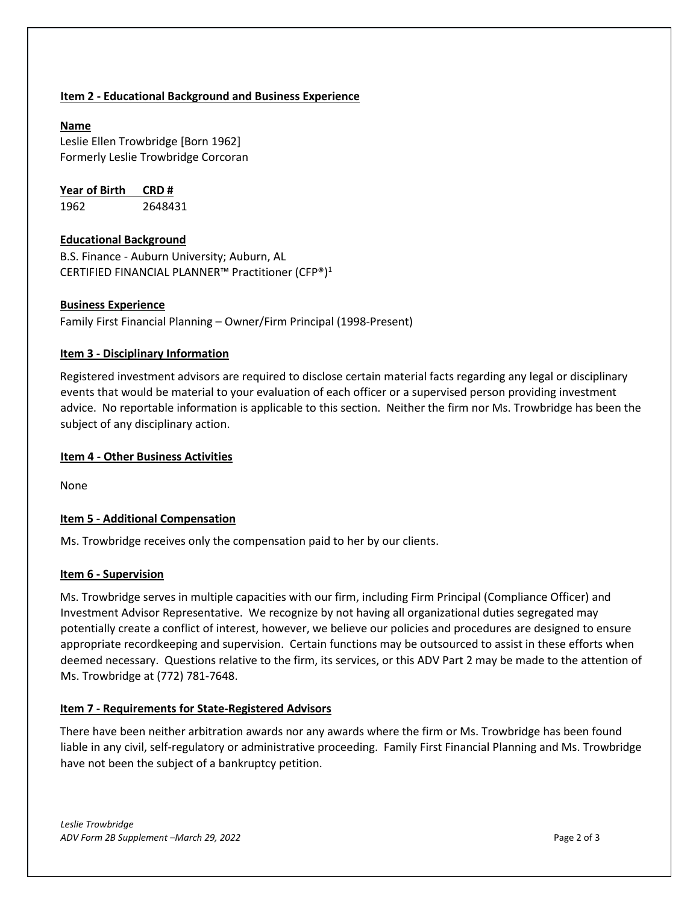**Item 2 - Educational Background and Business Experience**

**Name**
Leslie Ellen Trowbridge [Born 1962]
Formerly Leslie Trowbridge Corcoran

| Year of Birth | CRD # |
|---|---|
| 1962 | 2648431 |

**Educational Background**
B.S. Finance - Auburn University; Auburn, AL
CERTIFIED FINANCIAL PLANNER™ Practitioner (CFP®)[1]

**Business Experience**
Family First Financial Planning – Owner/Firm Principal (1998-Present)

**Item 3 - Disciplinary Information**

Registered investment advisors are required to disclose certain material facts regarding any legal or disciplinary events that would be material to your evaluation of each officer or a supervised person providing investment advice. No reportable information is applicable to this section. Neither the firm nor Ms. Trowbridge has been the subject of any disciplinary action.

**Item 4 - Other Business Activities**

None

**Item 5 - Additional Compensation**

Ms. Trowbridge receives only the compensation paid to her by our clients.

**Item 6 - Supervision**

Ms. Trowbridge serves in multiple capacities with our firm, including Firm Principal (Compliance Officer) and Investment Advisor Representative. We recognize by not having all organizational duties segregated may potentially create a conflict of interest, however, we believe our policies and procedures are designed to ensure appropriate recordkeeping and supervision. Certain functions may be outsourced to assist in these efforts when deemed necessary. Questions relative to the firm, its services, or this ADV Part 2 may be made to the attention of Ms. Trowbridge at (772) 781-7648.

**Item 7 - Requirements for State-Registered Advisors**

There have been neither arbitration awards nor any awards where the firm or Ms. Trowbridge has been found liable in any civil, self-regulatory or administrative proceeding. Family First Financial Planning and Ms. Trowbridge have not been the subject of a bankruptcy petition.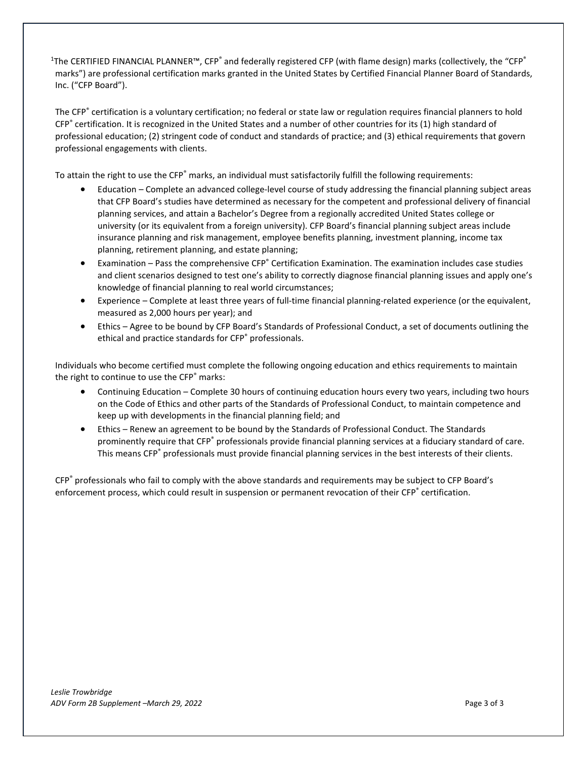[1]The CERTIFIED FINANCIAL PLANNER™, CFP® and federally registered CFP (with flame design) marks (collectively, the "CFP® marks") are professional certification marks granted in the United States by Certified Financial Planner Board of Standards, Inc. ("CFP Board").

The CFP® certification is a voluntary certification; no federal or state law or regulation requires financial planners to hold CFP® certification. It is recognized in the United States and a number of other countries for its (1) high standard of professional education; (2) stringent code of conduct and standards of practice; and (3) ethical requirements that govern professional engagements with clients.

To attain the right to use the CFP® marks, an individual must satisfactorily fulfill the following requirements:

- Education – Complete an advanced college-level course of study addressing the financial planning subject areas that CFP Board's studies have determined as necessary for the competent and professional delivery of financial planning services, and attain a Bachelor's Degree from a regionally accredited United States college or university (or its equivalent from a foreign university). CFP Board's financial planning subject areas include insurance planning and risk management, employee benefits planning, investment planning, income tax planning, retirement planning, and estate planning;
- Examination – Pass the comprehensive CFP® Certification Examination. The examination includes case studies and client scenarios designed to test one's ability to correctly diagnose financial planning issues and apply one's knowledge of financial planning to real world circumstances;
- Experience – Complete at least three years of full-time financial planning-related experience (or the equivalent, measured as 2,000 hours per year); and
- Ethics – Agree to be bound by CFP Board's Standards of Professional Conduct, a set of documents outlining the ethical and practice standards for CFP® professionals.

Individuals who become certified must complete the following ongoing education and ethics requirements to maintain the right to continue to use the CFP® marks:

- Continuing Education – Complete 30 hours of continuing education hours every two years, including two hours on the Code of Ethics and other parts of the Standards of Professional Conduct, to maintain competence and keep up with developments in the financial planning field; and
- Ethics – Renew an agreement to be bound by the Standards of Professional Conduct. The Standards prominently require that CFP® professionals provide financial planning services at a fiduciary standard of care. This means CFP® professionals must provide financial planning services in the best interests of their clients.

CFP® professionals who fail to comply with the above standards and requirements may be subject to CFP Board's enforcement process, which could result in suspension or permanent revocation of their CFP® certification.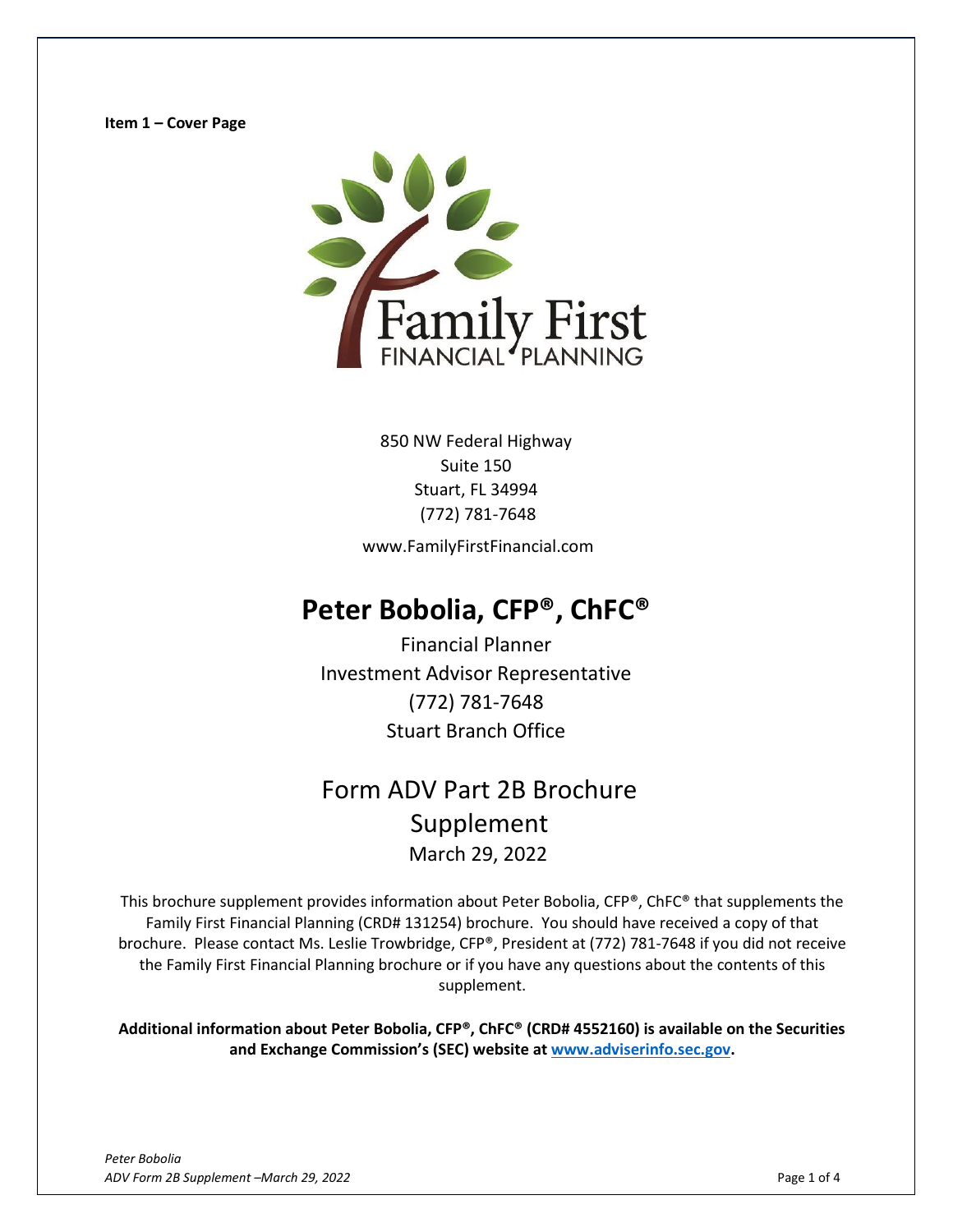**Item 1 – Cover Page**

850 NW Federal Highway
Suite 150
Stuart, FL 34994
(772) 781-7648

www.FamilyFirstFinancial.com

# Peter Bobolia, CFP®, ChFC®

Financial Planner
Investment Advisor Representative
(772) 781-7648
Stuart Branch Office

## Form ADV Part 2B Brochure Supplement

March 29, 2022

This brochure supplement provides information about Peter Bobolia, CFP®, ChFC® that supplements the Family First Financial Planning (CRD# 131254) brochure. You should have received a copy of that brochure. Please contact Ms. Leslie Trowbridge, CFP®, President at (772) 781-7648 if you did not receive the Family First Financial Planning brochure or if you have any questions about the contents of this supplement.

**Additional information about Peter Bobolia, CFP®, ChFC® (CRD# 4552160) is available on the Securities and Exchange Commission's (SEC) website at www.adviserinfo.sec.gov.**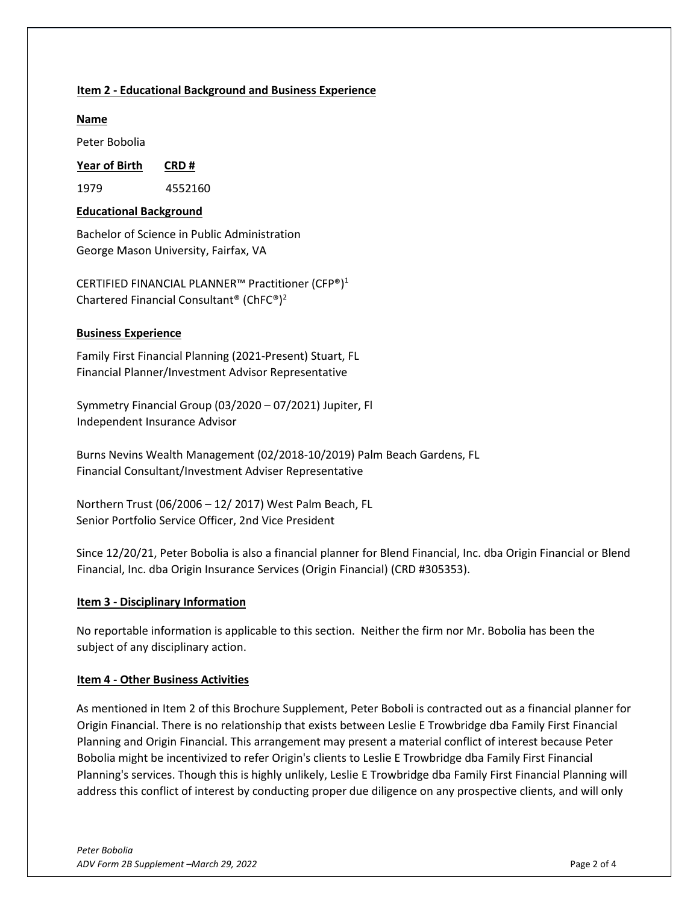**Item 2 - Educational Background and Business Experience**

**Name**

Peter Bobolia

| **Year of Birth** | **CRD #** |
|---|---|
| 1979 | 4552160 |

**Educational Background**

Bachelor of Science in Public Administration
George Mason University, Fairfax, VA

CERTIFIED FINANCIAL PLANNER™ Practitioner (CFP®)[1]
Chartered Financial Consultant® (ChFC®)[2]

**Business Experience**

Family First Financial Planning (2021-Present) Stuart, FL
Financial Planner/Investment Advisor Representative

Symmetry Financial Group (03/2020 – 07/2021) Jupiter, Fl
Independent Insurance Advisor

Burns Nevins Wealth Management (02/2018-10/2019) Palm Beach Gardens, FL
Financial Consultant/Investment Adviser Representative

Northern Trust (06/2006 – 12/ 2017) West Palm Beach, FL
Senior Portfolio Service Officer, 2nd Vice President

Since 12/20/21, Peter Bobolia is also a financial planner for Blend Financial, Inc. dba Origin Financial or Blend Financial, Inc. dba Origin Insurance Services (Origin Financial) (CRD #305353).

**Item 3 - Disciplinary Information**

No reportable information is applicable to this section. Neither the firm nor Mr. Bobolia has been the subject of any disciplinary action.

**Item 4 - Other Business Activities**

As mentioned in Item 2 of this Brochure Supplement, Peter Boboli is contracted out as a financial planner for Origin Financial. There is no relationship that exists between Leslie E Trowbridge dba Family First Financial Planning and Origin Financial. This arrangement may present a material conflict of interest because Peter Bobolia might be incentivized to refer Origin's clients to Leslie E Trowbridge dba Family First Financial Planning's services. Though this is highly unlikely, Leslie E Trowbridge dba Family First Financial Planning will address this conflict of interest by conducting proper due diligence on any prospective clients, and will only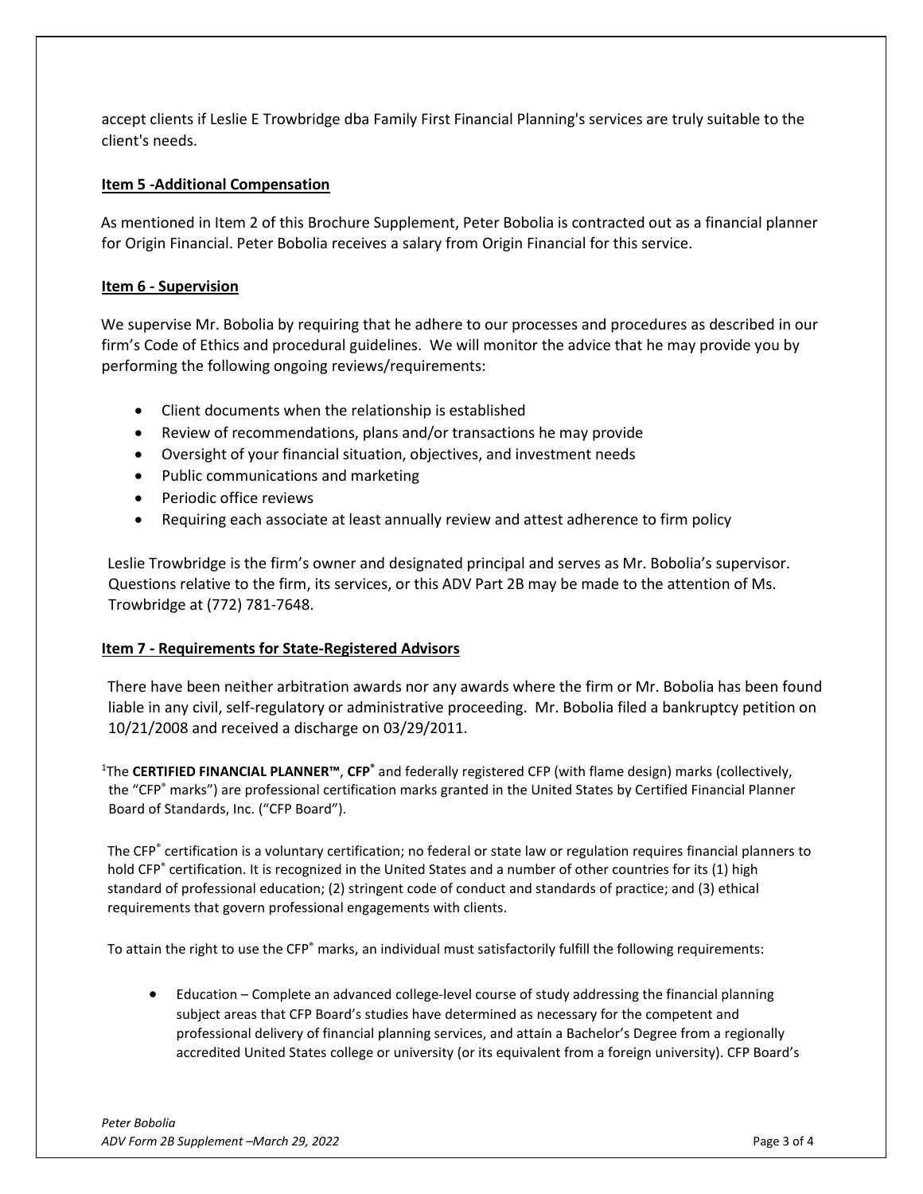accept clients if Leslie E Trowbridge dba Family First Financial Planning's services are truly suitable to the client's needs.

**Item 5 -Additional Compensation**

As mentioned in Item 2 of this Brochure Supplement, Peter Bobolia is contracted out as a financial planner for Origin Financial. Peter Bobolia receives a salary from Origin Financial for this service.

**Item 6 - Supervision**

We supervise Mr. Bobolia by requiring that he adhere to our processes and procedures as described in our firm's Code of Ethics and procedural guidelines. We will monitor the advice that he may provide you by performing the following ongoing reviews/requirements:

- Client documents when the relationship is established
- Review of recommendations, plans and/or transactions he may provide
- Oversight of your financial situation, objectives, and investment needs
- Public communications and marketing
- Periodic office reviews
- Requiring each associate at least annually review and attest adherence to firm policy

Leslie Trowbridge is the firm's owner and designated principal and serves as Mr. Bobolia's supervisor. Questions relative to the firm, its services, or this ADV Part 2B may be made to the attention of Ms. Trowbridge at (772) 781-7648.

**Item 7 - Requirements for State-Registered Advisors**

There have been neither arbitration awards nor any awards where the firm or Mr. Bobolia has been found liable in any civil, self-regulatory or administrative proceeding. Mr. Bobolia filed a bankruptcy petition on 10/21/2008 and received a discharge on 03/29/2011.

[1]The **CERTIFIED FINANCIAL PLANNER™**, **CFP®** and federally registered CFP (with flame design) marks (collectively, the "CFP® marks") are professional certification marks granted in the United States by Certified Financial Planner Board of Standards, Inc. ("CFP Board").

The CFP® certification is a voluntary certification; no federal or state law or regulation requires financial planners to hold CFP® certification. It is recognized in the United States and a number of other countries for its (1) high standard of professional education; (2) stringent code of conduct and standards of practice; and (3) ethical requirements that govern professional engagements with clients.

To attain the right to use the CFP® marks, an individual must satisfactorily fulfill the following requirements:

- Education – Complete an advanced college-level course of study addressing the financial planning subject areas that CFP Board's studies have determined as necessary for the competent and professional delivery of financial planning services, and attain a Bachelor's Degree from a regionally accredited United States college or university (or its equivalent from a foreign university). CFP Board's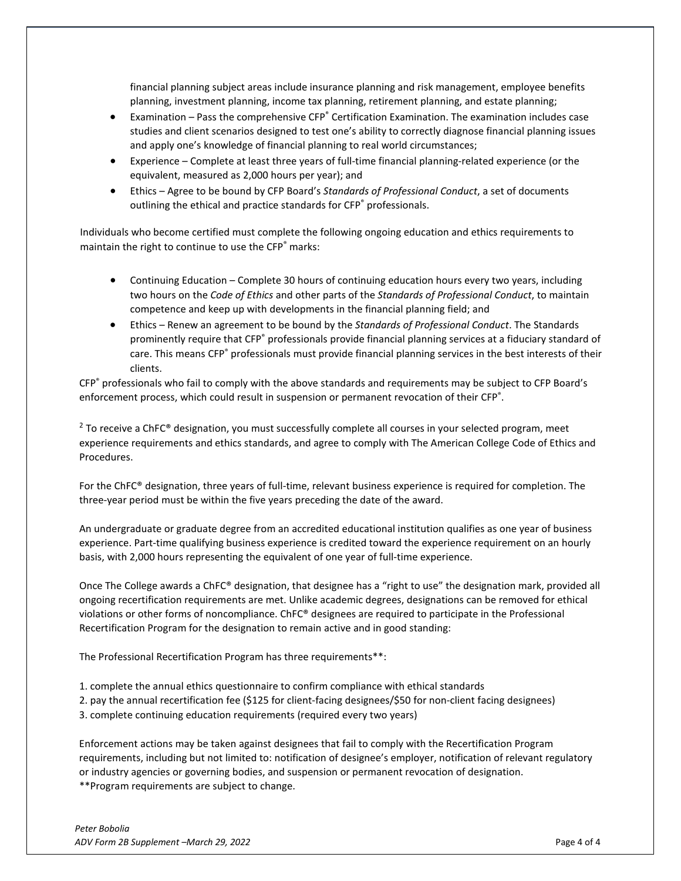financial planning subject areas include insurance planning and risk management, employee benefits planning, investment planning, income tax planning, retirement planning, and estate planning;

- Examination – Pass the comprehensive CFP® Certification Examination. The examination includes case studies and client scenarios designed to test one's ability to correctly diagnose financial planning issues and apply one's knowledge of financial planning to real world circumstances;
- Experience – Complete at least three years of full-time financial planning-related experience (or the equivalent, measured as 2,000 hours per year); and
- Ethics – Agree to be bound by CFP Board's *Standards of Professional Conduct*, a set of documents outlining the ethical and practice standards for CFP® professionals.

Individuals who become certified must complete the following ongoing education and ethics requirements to maintain the right to continue to use the CFP® marks:

- Continuing Education – Complete 30 hours of continuing education hours every two years, including two hours on the *Code of Ethics* and other parts of the *Standards of Professional Conduct*, to maintain competence and keep up with developments in the financial planning field; and
- Ethics – Renew an agreement to be bound by the *Standards of Professional Conduct*. The Standards prominently require that CFP® professionals provide financial planning services at a fiduciary standard of care. This means CFP® professionals must provide financial planning services in the best interests of their clients.

CFP® professionals who fail to comply with the above standards and requirements may be subject to CFP Board's enforcement process, which could result in suspension or permanent revocation of their CFP®.

[2] To receive a ChFC® designation, you must successfully complete all courses in your selected program, meet experience requirements and ethics standards, and agree to comply with The American College Code of Ethics and Procedures.

For the ChFC® designation, three years of full-time, relevant business experience is required for completion. The three-year period must be within the five years preceding the date of the award.

An undergraduate or graduate degree from an accredited educational institution qualifies as one year of business experience. Part-time qualifying business experience is credited toward the experience requirement on an hourly basis, with 2,000 hours representing the equivalent of one year of full-time experience.

Once The College awards a ChFC® designation, that designee has a "right to use" the designation mark, provided all ongoing recertification requirements are met. Unlike academic degrees, designations can be removed for ethical violations or other forms of noncompliance. ChFC® designees are required to participate in the Professional Recertification Program for the designation to remain active and in good standing:

The Professional Recertification Program has three requirements**:

1. complete the annual ethics questionnaire to confirm compliance with ethical standards
2. pay the annual recertification fee ($125 for client-facing designees/$50 for non-client facing designees)
3. complete continuing education requirements (required every two years)

Enforcement actions may be taken against designees that fail to comply with the Recertification Program requirements, including but not limited to: notification of designee's employer, notification of relevant regulatory or industry agencies or governing bodies, and suspension or permanent revocation of designation.
**Program requirements are subject to change.